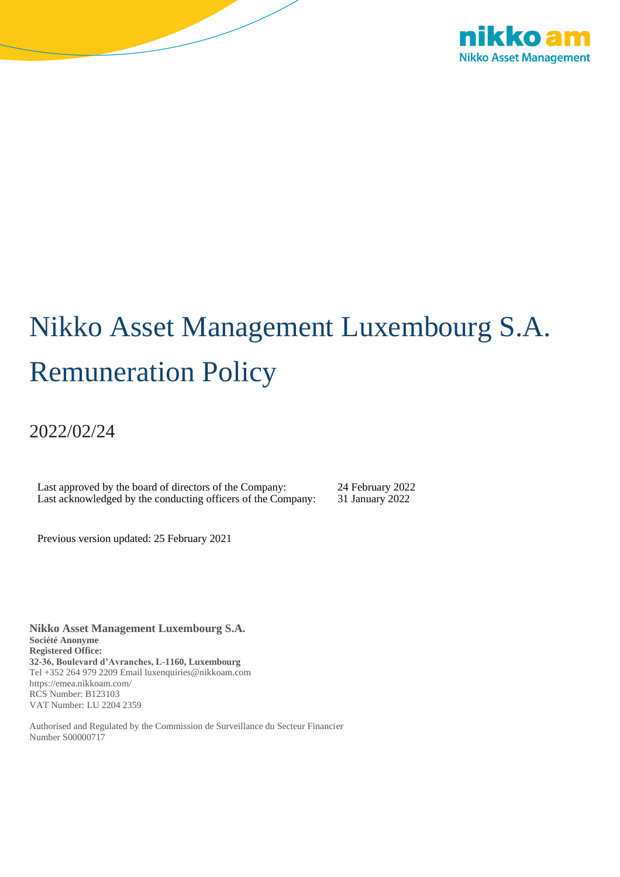nikko am
Nikko Asset Management

# Nikko Asset Management Luxembourg S.A. Remuneration Policy

2022/02/24

| | |
|---|---|
| Last approved by the board of directors of the Company: | 24 February 2022 |
| Last acknowledged by the conducting officers of the Company: | 31 January 2022 |

Previous version updated: 25 February 2021

**Nikko Asset Management Luxembourg S.A.**
**Société Anonyme**
**Registered Office:**
**32-36, Boulevard d'Avranches, L-1160, Luxembourg**
Tel +352 264 979 2209 Email luxenquiries@nikkoam.com
https://emea.nikkoam.com/
RCS Number: B123103
VAT Number: LU 2204 2359

Authorised and Regulated by the Commission de Surveillance du Secteur Financier
Number S00000717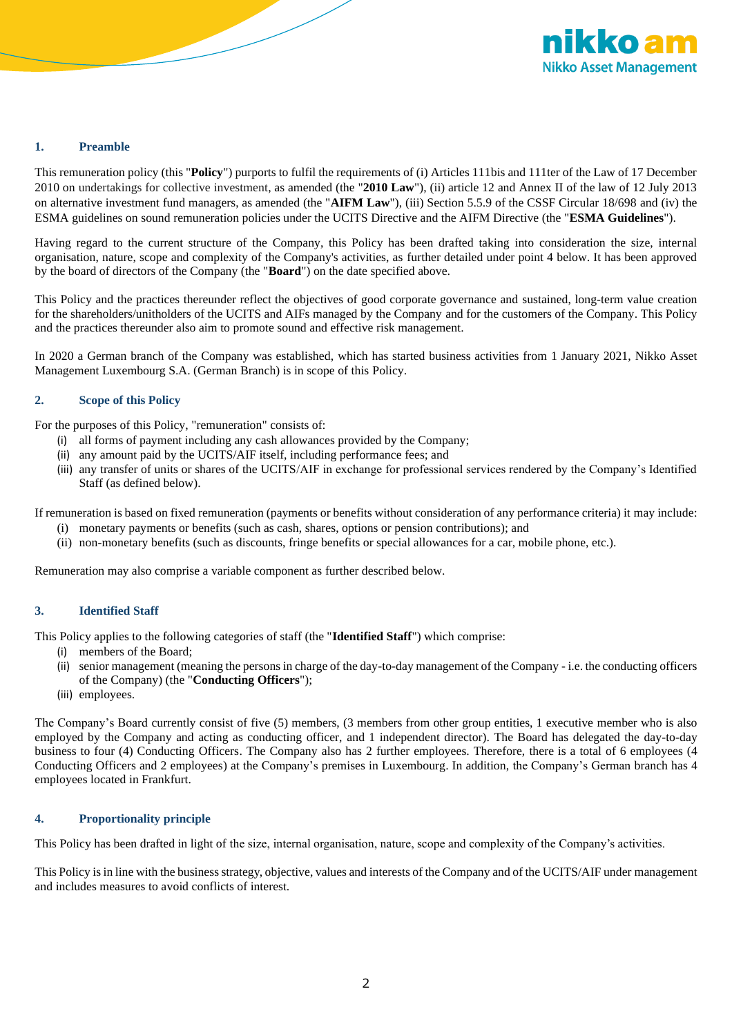## 1. Preamble

This remuneration policy (this "**Policy**") purports to fulfil the requirements of (i) Articles 111bis and 111ter of the Law of 17 December 2010 on undertakings for collective investment, as amended (the "**2010 Law**"), (ii) article 12 and Annex II of the law of 12 July 2013 on alternative investment fund managers, as amended (the "**AIFM Law**"), (iii) Section 5.5.9 of the CSSF Circular 18/698 and (iv) the ESMA guidelines on sound remuneration policies under the UCITS Directive and the AIFM Directive (the "**ESMA Guidelines**").

Having regard to the current structure of the Company, this Policy has been drafted taking into consideration the size, internal organisation, nature, scope and complexity of the Company's activities, as further detailed under point 4 below. It has been approved by the board of directors of the Company (the "**Board**") on the date specified above.

This Policy and the practices thereunder reflect the objectives of good corporate governance and sustained, long-term value creation for the shareholders/unitholders of the UCITS and AIFs managed by the Company and for the customers of the Company. This Policy and the practices thereunder also aim to promote sound and effective risk management.

In 2020 a German branch of the Company was established, which has started business activities from 1 January 2021, Nikko Asset Management Luxembourg S.A. (German Branch) is in scope of this Policy.

## 2. Scope of this Policy

For the purposes of this Policy, "remuneration" consists of:

(i) all forms of payment including any cash allowances provided by the Company;
(ii) any amount paid by the UCITS/AIF itself, including performance fees; and
(iii) any transfer of units or shares of the UCITS/AIF in exchange for professional services rendered by the Company's Identified Staff (as defined below).

If remuneration is based on fixed remuneration (payments or benefits without consideration of any performance criteria) it may include:

(i) monetary payments or benefits (such as cash, shares, options or pension contributions); and
(ii) non-monetary benefits (such as discounts, fringe benefits or special allowances for a car, mobile phone, etc.).

Remuneration may also comprise a variable component as further described below.

## 3. Identified Staff

This Policy applies to the following categories of staff (the "**Identified Staff**") which comprise:

(i) members of the Board;
(ii) senior management (meaning the persons in charge of the day-to-day management of the Company - i.e. the conducting officers of the Company) (the "**Conducting Officers**");
(iii) employees.

The Company's Board currently consist of five (5) members, (3 members from other group entities, 1 executive member who is also employed by the Company and acting as conducting officer, and 1 independent director). The Board has delegated the day-to-day business to four (4) Conducting Officers. The Company also has 2 further employees. Therefore, there is a total of 6 employees (4 Conducting Officers and 2 employees) at the Company's premises in Luxembourg. In addition, the Company's German branch has 4 employees located in Frankfurt.

## 4. Proportionality principle

This Policy has been drafted in light of the size, internal organisation, nature, scope and complexity of the Company's activities.

This Policy is in line with the business strategy, objective, values and interests of the Company and of the UCITS/AIF under management and includes measures to avoid conflicts of interest.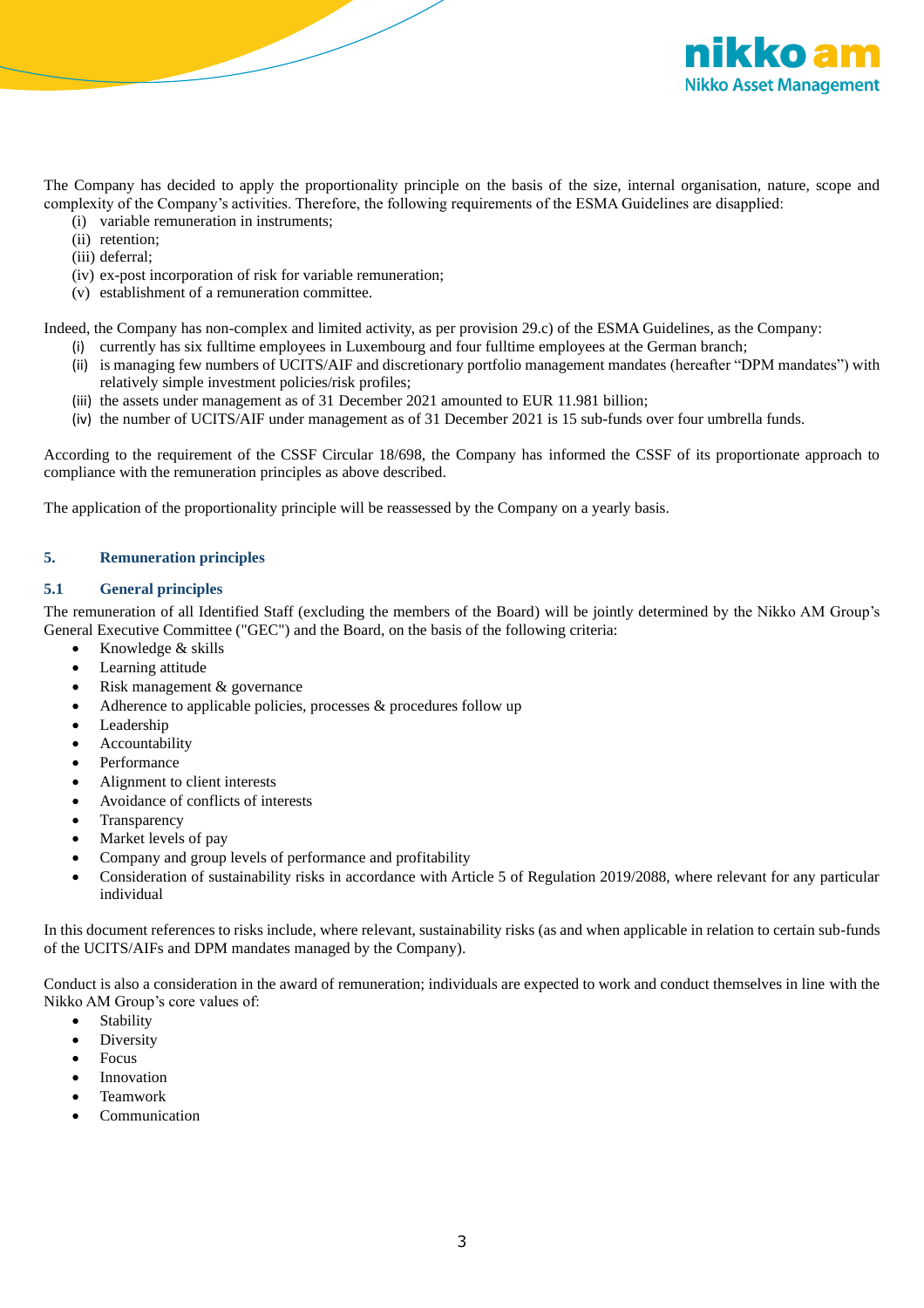The Company has decided to apply the proportionality principle on the basis of the size, internal organisation, nature, scope and complexity of the Company's activities. Therefore, the following requirements of the ESMA Guidelines are disapplied:

(i) variable remuneration in instruments;
(ii) retention;
(iii) deferral;
(iv) ex-post incorporation of risk for variable remuneration;
(v) establishment of a remuneration committee.

Indeed, the Company has non-complex and limited activity, as per provision 29.c) of the ESMA Guidelines, as the Company:

(i) currently has six fulltime employees in Luxembourg and four fulltime employees at the German branch;
(ii) is managing few numbers of UCITS/AIF and discretionary portfolio management mandates (hereafter "DPM mandates") with relatively simple investment policies/risk profiles;
(iii) the assets under management as of 31 December 2021 amounted to EUR 11.981 billion;
(iv) the number of UCITS/AIF under management as of 31 December 2021 is 15 sub-funds over four umbrella funds.

According to the requirement of the CSSF Circular 18/698, the Company has informed the CSSF of its proportionate approach to compliance with the remuneration principles as above described.

The application of the proportionality principle will be reassessed by the Company on a yearly basis.

## 5. Remuneration principles

### 5.1 General principles

The remuneration of all Identified Staff (excluding the members of the Board) will be jointly determined by the Nikko AM Group's General Executive Committee ("GEC") and the Board, on the basis of the following criteria:

- Knowledge & skills
- Learning attitude
- Risk management & governance
- Adherence to applicable policies, processes & procedures follow up
- Leadership
- Accountability
- Performance
- Alignment to client interests
- Avoidance of conflicts of interests
- Transparency
- Market levels of pay
- Company and group levels of performance and profitability
- Consideration of sustainability risks in accordance with Article 5 of Regulation 2019/2088, where relevant for any particular individual

In this document references to risks include, where relevant, sustainability risks (as and when applicable in relation to certain sub-funds of the UCITS/AIFs and DPM mandates managed by the Company).

Conduct is also a consideration in the award of remuneration; individuals are expected to work and conduct themselves in line with the Nikko AM Group's core values of:

- Stability
- Diversity
- Focus
- Innovation
- Teamwork
- Communication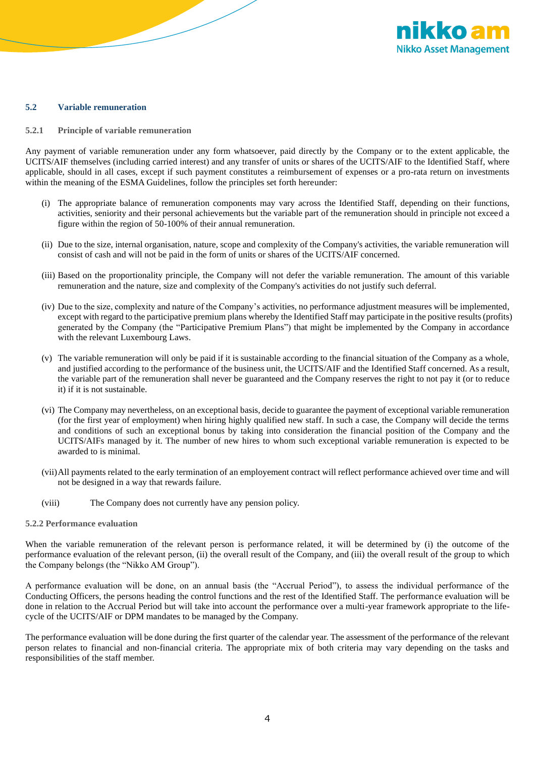### 5.2 Variable remuneration

#### 5.2.1 Principle of variable remuneration

Any payment of variable remuneration under any form whatsoever, paid directly by the Company or to the extent applicable, the UCITS/AIF themselves (including carried interest) and any transfer of units or shares of the UCITS/AIF to the Identified Staff, where applicable, should in all cases, except if such payment constitutes a reimbursement of expenses or a pro-rata return on investments within the meaning of the ESMA Guidelines, follow the principles set forth hereunder:

(i) The appropriate balance of remuneration components may vary across the Identified Staff, depending on their functions, activities, seniority and their personal achievements but the variable part of the remuneration should in principle not exceed a figure within the region of 50-100% of their annual remuneration.

(ii) Due to the size, internal organisation, nature, scope and complexity of the Company's activities, the variable remuneration will consist of cash and will not be paid in the form of units or shares of the UCITS/AIF concerned.

(iii) Based on the proportionality principle, the Company will not defer the variable remuneration. The amount of this variable remuneration and the nature, size and complexity of the Company's activities do not justify such deferral.

(iv) Due to the size, complexity and nature of the Company's activities, no performance adjustment measures will be implemented, except with regard to the participative premium plans whereby the Identified Staff may participate in the positive results (profits) generated by the Company (the "Participative Premium Plans") that might be implemented by the Company in accordance with the relevant Luxembourg Laws.

(v) The variable remuneration will only be paid if it is sustainable according to the financial situation of the Company as a whole, and justified according to the performance of the business unit, the UCITS/AIF and the Identified Staff concerned. As a result, the variable part of the remuneration shall never be guaranteed and the Company reserves the right to not pay it (or to reduce it) if it is not sustainable.

(vi) The Company may nevertheless, on an exceptional basis, decide to guarantee the payment of exceptional variable remuneration (for the first year of employment) when hiring highly qualified new staff. In such a case, the Company will decide the terms and conditions of such an exceptional bonus by taking into consideration the financial position of the Company and the UCITS/AIFs managed by it. The number of new hires to whom such exceptional variable remuneration is expected to be awarded to is minimal.

(vii) All payments related to the early termination of an employement contract will reflect performance achieved over time and will not be designed in a way that rewards failure.

(viii) The Company does not currently have any pension policy.

#### 5.2.2 Performance evaluation

When the variable remuneration of the relevant person is performance related, it will be determined by (i) the outcome of the performance evaluation of the relevant person, (ii) the overall result of the Company, and (iii) the overall result of the group to which the Company belongs (the "Nikko AM Group").

A performance evaluation will be done, on an annual basis (the "Accrual Period"), to assess the individual performance of the Conducting Officers, the persons heading the control functions and the rest of the Identified Staff. The performance evaluation will be done in relation to the Accrual Period but will take into account the performance over a multi-year framework appropriate to the life-cycle of the UCITS/AIF or DPM mandates to be managed by the Company.

The performance evaluation will be done during the first quarter of the calendar year. The assessment of the performance of the relevant person relates to financial and non-financial criteria. The appropriate mix of both criteria may vary depending on the tasks and responsibilities of the staff member.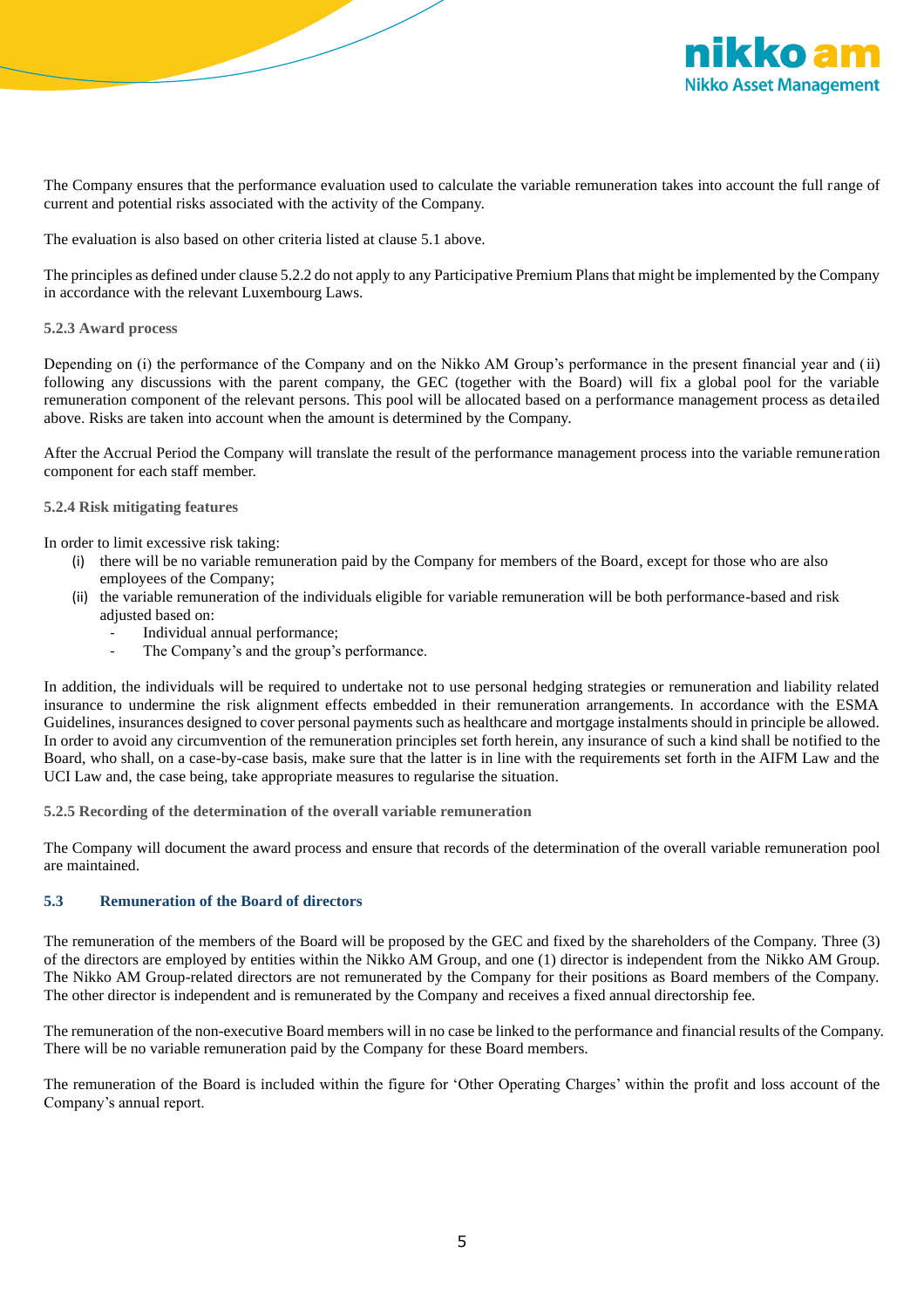The Company ensures that the performance evaluation used to calculate the variable remuneration takes into account the full range of current and potential risks associated with the activity of the Company.

The evaluation is also based on other criteria listed at clause 5.1 above.

The principles as defined under clause 5.2.2 do not apply to any Participative Premium Plans that might be implemented by the Company in accordance with the relevant Luxembourg Laws.

#### 5.2.3 Award process

Depending on (i) the performance of the Company and on the Nikko AM Group's performance in the present financial year and (ii) following any discussions with the parent company, the GEC (together with the Board) will fix a global pool for the variable remuneration component of the relevant persons. This pool will be allocated based on a performance management process as detailed above. Risks are taken into account when the amount is determined by the Company.

After the Accrual Period the Company will translate the result of the performance management process into the variable remuneration component for each staff member.

#### 5.2.4 Risk mitigating features

In order to limit excessive risk taking:

(i) there will be no variable remuneration paid by the Company for members of the Board, except for those who are also employees of the Company;

(ii) the variable remuneration of the individuals eligible for variable remuneration will be both performance-based and risk adjusted based on:
   - Individual annual performance;
   - The Company's and the group's performance.

In addition, the individuals will be required to undertake not to use personal hedging strategies or remuneration and liability related insurance to undermine the risk alignment effects embedded in their remuneration arrangements. In accordance with the ESMA Guidelines, insurances designed to cover personal payments such as healthcare and mortgage instalments should in principle be allowed. In order to avoid any circumvention of the remuneration principles set forth herein, any insurance of such a kind shall be notified to the Board, who shall, on a case-by-case basis, make sure that the latter is in line with the requirements set forth in the AIFM Law and the UCI Law and, the case being, take appropriate measures to regularise the situation.

#### 5.2.5 Recording of the determination of the overall variable remuneration

The Company will document the award process and ensure that records of the determination of the overall variable remuneration pool are maintained.

### 5.3 Remuneration of the Board of directors

The remuneration of the members of the Board will be proposed by the GEC and fixed by the shareholders of the Company. Three (3) of the directors are employed by entities within the Nikko AM Group, and one (1) director is independent from the Nikko AM Group. The Nikko AM Group-related directors are not remunerated by the Company for their positions as Board members of the Company. The other director is independent and is remunerated by the Company and receives a fixed annual directorship fee.

The remuneration of the non-executive Board members will in no case be linked to the performance and financial results of the Company. There will be no variable remuneration paid by the Company for these Board members.

The remuneration of the Board is included within the figure for 'Other Operating Charges' within the profit and loss account of the Company's annual report.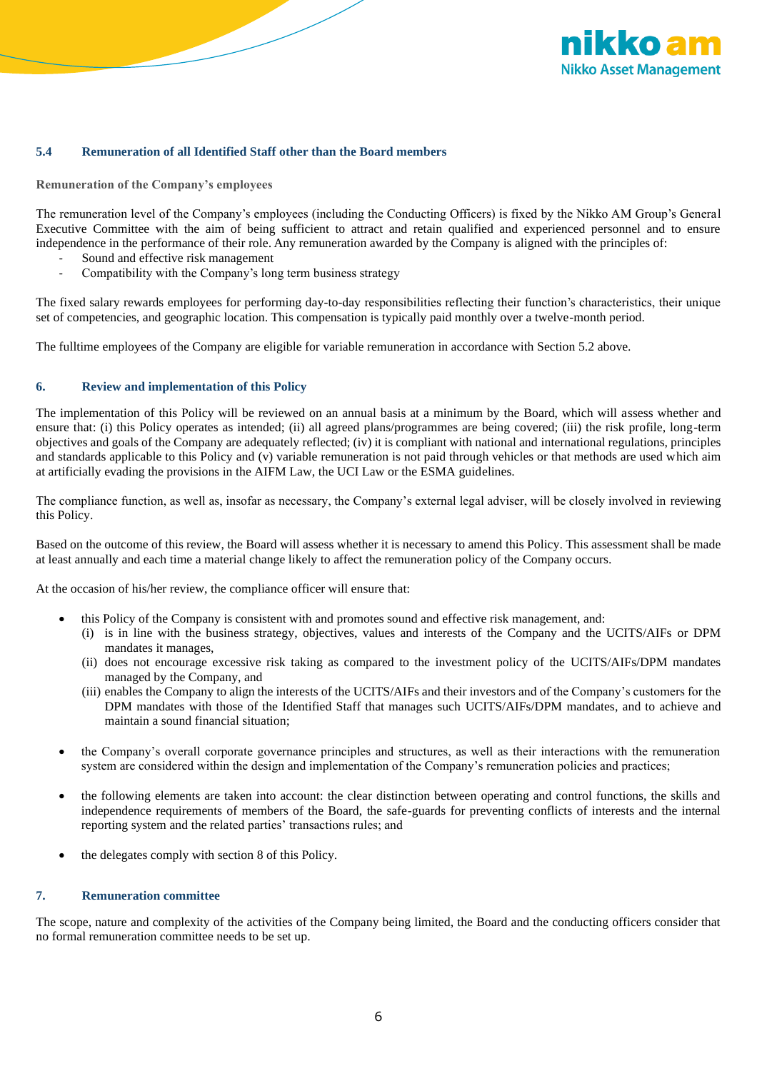### 5.4 Remuneration of all Identified Staff other than the Board members

**Remuneration of the Company's employees**

The remuneration level of the Company's employees (including the Conducting Officers) is fixed by the Nikko AM Group's General Executive Committee with the aim of being sufficient to attract and retain qualified and experienced personnel and to ensure independence in the performance of their role. Any remuneration awarded by the Company is aligned with the principles of:

- Sound and effective risk management
- Compatibility with the Company's long term business strategy

The fixed salary rewards employees for performing day-to-day responsibilities reflecting their function's characteristics, their unique set of competencies, and geographic location. This compensation is typically paid monthly over a twelve-month period.

The fulltime employees of the Company are eligible for variable remuneration in accordance with Section 5.2 above.

## 6. Review and implementation of this Policy

The implementation of this Policy will be reviewed on an annual basis at a minimum by the Board, which will assess whether and ensure that: (i) this Policy operates as intended; (ii) all agreed plans/programmes are being covered; (iii) the risk profile, long-term objectives and goals of the Company are adequately reflected; (iv) it is compliant with national and international regulations, principles and standards applicable to this Policy and (v) variable remuneration is not paid through vehicles or that methods are used which aim at artificially evading the provisions in the AIFM Law, the UCI Law or the ESMA guidelines.

The compliance function, as well as, insofar as necessary, the Company's external legal adviser, will be closely involved in reviewing this Policy.

Based on the outcome of this review, the Board will assess whether it is necessary to amend this Policy. This assessment shall be made at least annually and each time a material change likely to affect the remuneration policy of the Company occurs.

At the occasion of his/her review, the compliance officer will ensure that:

- this Policy of the Company is consistent with and promotes sound and effective risk management, and:
  - (i) is in line with the business strategy, objectives, values and interests of the Company and the UCITS/AIFs or DPM mandates it manages,
  - (ii) does not encourage excessive risk taking as compared to the investment policy of the UCITS/AIFs/DPM mandates managed by the Company, and
  - (iii) enables the Company to align the interests of the UCITS/AIFs and their investors and of the Company's customers for the DPM mandates with those of the Identified Staff that manages such UCITS/AIFs/DPM mandates, and to achieve and maintain a sound financial situation;
- the Company's overall corporate governance principles and structures, as well as their interactions with the remuneration system are considered within the design and implementation of the Company's remuneration policies and practices;
- the following elements are taken into account: the clear distinction between operating and control functions, the skills and independence requirements of members of the Board, the safe-guards for preventing conflicts of interests and the internal reporting system and the related parties' transactions rules; and
- the delegates comply with section 8 of this Policy.

## 7. Remuneration committee

The scope, nature and complexity of the activities of the Company being limited, the Board and the conducting officers consider that no formal remuneration committee needs to be set up.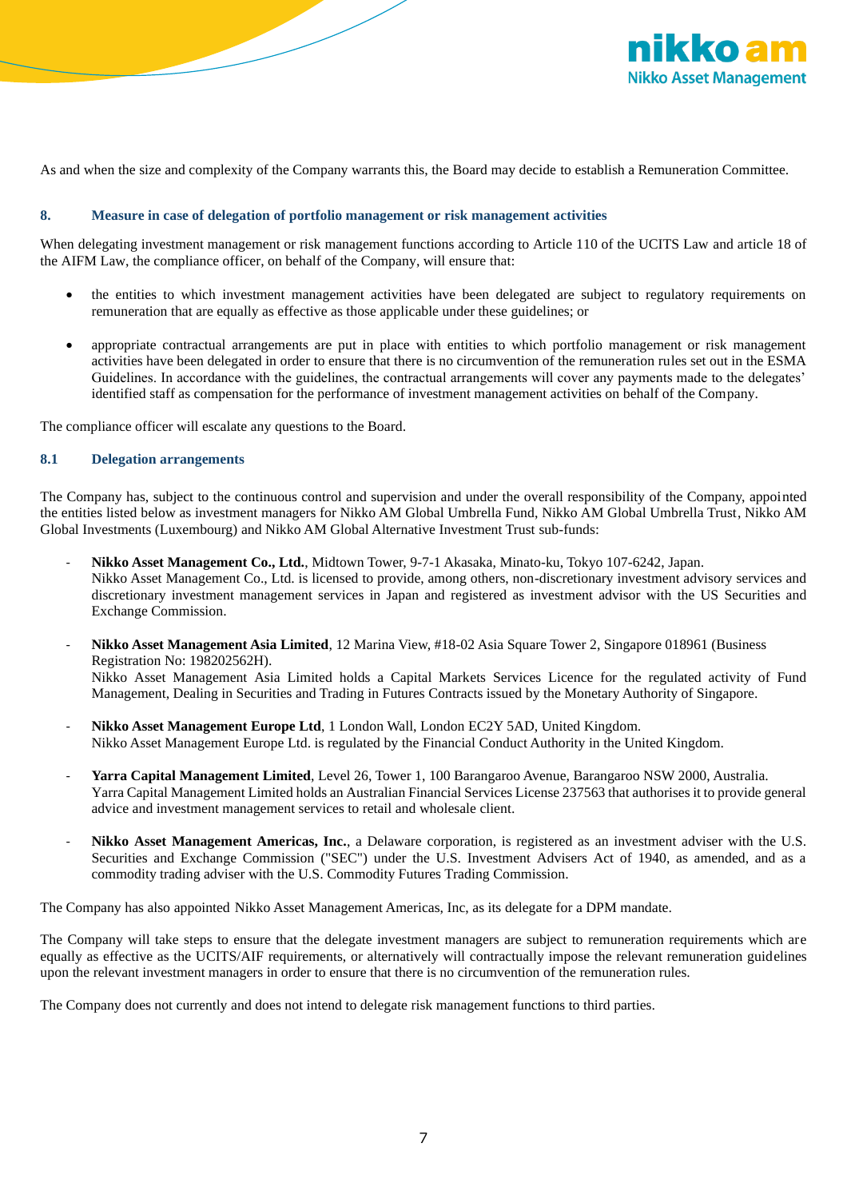As and when the size and complexity of the Company warrants this, the Board may decide to establish a Remuneration Committee.

## 8. Measure in case of delegation of portfolio management or risk management activities

When delegating investment management or risk management functions according to Article 110 of the UCITS Law and article 18 of the AIFM Law, the compliance officer, on behalf of the Company, will ensure that:

- the entities to which investment management activities have been delegated are subject to regulatory requirements on remuneration that are equally as effective as those applicable under these guidelines; or
- appropriate contractual arrangements are put in place with entities to which portfolio management or risk management activities have been delegated in order to ensure that there is no circumvention of the remuneration rules set out in the ESMA Guidelines. In accordance with the guidelines, the contractual arrangements will cover any payments made to the delegates' identified staff as compensation for the performance of investment management activities on behalf of the Company.

The compliance officer will escalate any questions to the Board.

### 8.1 Delegation arrangements

The Company has, subject to the continuous control and supervision and under the overall responsibility of the Company, appointed the entities listed below as investment managers for Nikko AM Global Umbrella Fund, Nikko AM Global Umbrella Trust, Nikko AM Global Investments (Luxembourg) and Nikko AM Global Alternative Investment Trust sub-funds:

- **Nikko Asset Management Co., Ltd.**, Midtown Tower, 9-7-1 Akasaka, Minato-ku, Tokyo 107-6242, Japan.
  Nikko Asset Management Co., Ltd. is licensed to provide, among others, non-discretionary investment advisory services and discretionary investment management services in Japan and registered as investment advisor with the US Securities and Exchange Commission.
- **Nikko Asset Management Asia Limited**, 12 Marina View, #18-02 Asia Square Tower 2, Singapore 018961 (Business Registration No: 198202562H).
  Nikko Asset Management Asia Limited holds a Capital Markets Services Licence for the regulated activity of Fund Management, Dealing in Securities and Trading in Futures Contracts issued by the Monetary Authority of Singapore.
- **Nikko Asset Management Europe Ltd**, 1 London Wall, London EC2Y 5AD, United Kingdom.
  Nikko Asset Management Europe Ltd. is regulated by the Financial Conduct Authority in the United Kingdom.
- **Yarra Capital Management Limited**, Level 26, Tower 1, 100 Barangaroo Avenue, Barangaroo NSW 2000, Australia.
  Yarra Capital Management Limited holds an Australian Financial Services License 237563 that authorises it to provide general advice and investment management services to retail and wholesale client.
- **Nikko Asset Management Americas, Inc.**, a Delaware corporation, is registered as an investment adviser with the U.S. Securities and Exchange Commission ("SEC") under the U.S. Investment Advisers Act of 1940, as amended, and as a commodity trading adviser with the U.S. Commodity Futures Trading Commission.

The Company has also appointed Nikko Asset Management Americas, Inc, as its delegate for a DPM mandate.

The Company will take steps to ensure that the delegate investment managers are subject to remuneration requirements which are equally as effective as the UCITS/AIF requirements, or alternatively will contractually impose the relevant remuneration guidelines upon the relevant investment managers in order to ensure that there is no circumvention of the remuneration rules.

The Company does not currently and does not intend to delegate risk management functions to third parties.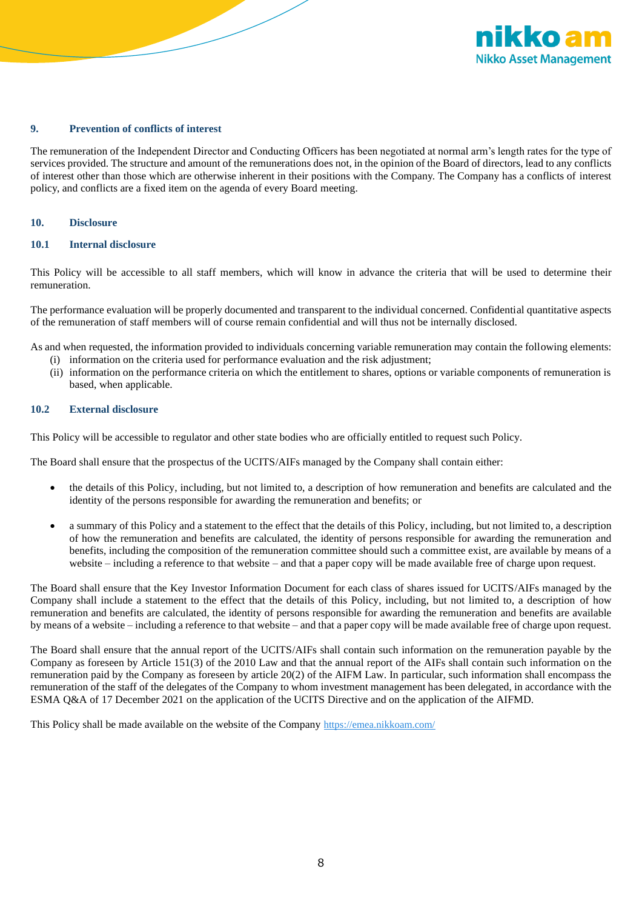## 9. Prevention of conflicts of interest

The remuneration of the Independent Director and Conducting Officers has been negotiated at normal arm's length rates for the type of services provided. The structure and amount of the remunerations does not, in the opinion of the Board of directors, lead to any conflicts of interest other than those which are otherwise inherent in their positions with the Company. The Company has a conflicts of interest policy, and conflicts are a fixed item on the agenda of every Board meeting.

## 10. Disclosure

### 10.1 Internal disclosure

This Policy will be accessible to all staff members, which will know in advance the criteria that will be used to determine their remuneration.

The performance evaluation will be properly documented and transparent to the individual concerned. Confidential quantitative aspects of the remuneration of staff members will of course remain confidential and will thus not be internally disclosed.

As and when requested, the information provided to individuals concerning variable remuneration may contain the following elements:

(i) information on the criteria used for performance evaluation and the risk adjustment;
(ii) information on the performance criteria on which the entitlement to shares, options or variable components of remuneration is based, when applicable.

### 10.2 External disclosure

This Policy will be accessible to regulator and other state bodies who are officially entitled to request such Policy.

The Board shall ensure that the prospectus of the UCITS/AIFs managed by the Company shall contain either:

- the details of this Policy, including, but not limited to, a description of how remuneration and benefits are calculated and the identity of the persons responsible for awarding the remuneration and benefits; or
- a summary of this Policy and a statement to the effect that the details of this Policy, including, but not limited to, a description of how the remuneration and benefits are calculated, the identity of persons responsible for awarding the remuneration and benefits, including the composition of the remuneration committee should such a committee exist, are available by means of a website – including a reference to that website – and that a paper copy will be made available free of charge upon request.

The Board shall ensure that the Key Investor Information Document for each class of shares issued for UCITS/AIFs managed by the Company shall include a statement to the effect that the details of this Policy, including, but not limited to, a description of how remuneration and benefits are calculated, the identity of persons responsible for awarding the remuneration and benefits are available by means of a website – including a reference to that website – and that a paper copy will be made available free of charge upon request.

The Board shall ensure that the annual report of the UCITS/AIFs shall contain such information on the remuneration payable by the Company as foreseen by Article 151(3) of the 2010 Law and that the annual report of the AIFs shall contain such information on the remuneration paid by the Company as foreseen by article 20(2) of the AIFM Law. In particular, such information shall encompass the remuneration of the staff of the delegates of the Company to whom investment management has been delegated, in accordance with the ESMA Q&A of 17 December 2021 on the application of the UCITS Directive and on the application of the AIFMD.

This Policy shall be made available on the website of the Company https://emea.nikkoam.com/